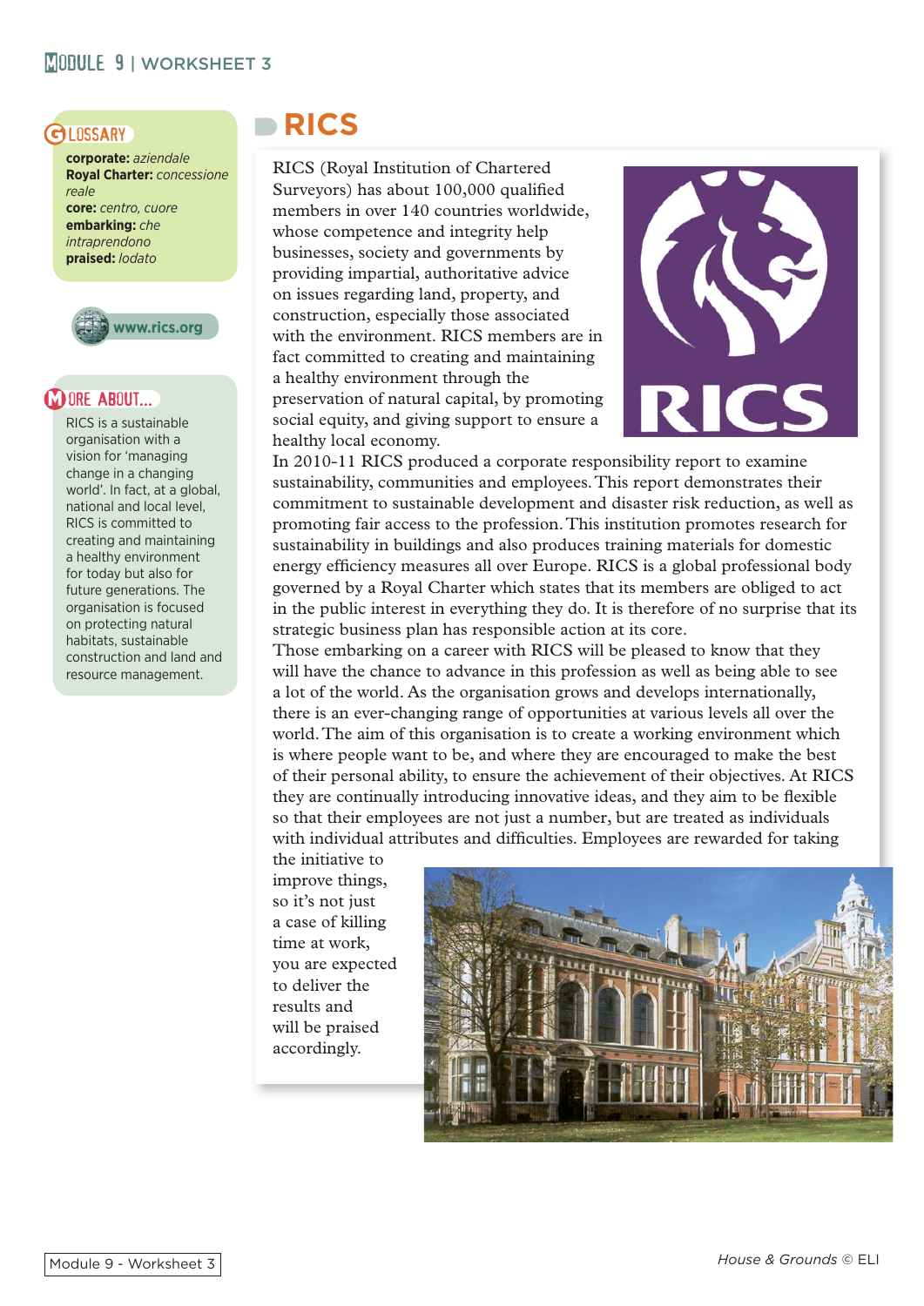# RICS

RICS (Royal Institution of Chartered Surveyors) has about 100,000 qualified members in over 140 countries worldwide, whose competence and integrity help businesses, society and governments by providing impartial, authoritative advice on issues regarding land, property, and construction, especially those associated with the environment. RICS members are in fact committed to creating and maintaining a healthy environment through the preservation of natural capital, by promoting social equity, and giving support to ensure a healthy local economy.

In 2010-11 RICS produced a corporate responsibility report to examine sustainability, communities and employees. This report demonstrates their commitment to sustainable development and disaster risk reduction, as well as promoting fair access to the profession. This institution promotes research for sustainability in buildings and also produces training materials for domestic energy efficiency measures all over Europe. RICS is a global professional body governed by a Royal Charter which states that its members are obliged to act in the public interest in everything they do. It is therefore of no surprise that its strategic business plan has responsible action at its core.

Those embarking on a career with RICS will be pleased to know that they will have the chance to advance in this profession as well as being able to see a lot of the world. As the organisation grows and develops internationally, there is an ever-changing range of opportunities at various levels all over the world. The aim of this organisation is to create a working environment which is where people want to be, and where they are encouraged to make the best of their personal ability, to ensure the achievement of their objectives. At RICS they are continually introducing innovative ideas, and they aim to be flexible so that their employees are not just a number, but are treated as individuals with individual attributes and difficulties. Employees are rewarded for taking the initiative to improve things, so it's not just a case of killing time at work, you are expected to deliver the results and will be praised accordingly.

## GLOSSARY

**corporate:** *aziendale*
**Royal Charter:** *concessione reale*
**core:** *centro, cuore*
**embarking:** *che intraprendono*
**praised:** *lodato*

www.rics.org

## MORE ABOUT...

RICS is a sustainable organisation with a vision for 'managing change in a changing world'. In fact, at a global, national and local level, RICS is committed to creating and maintaining a healthy environment for today but also for future generations. The organisation is focused on protecting natural habitats, sustainable construction and land and resource management.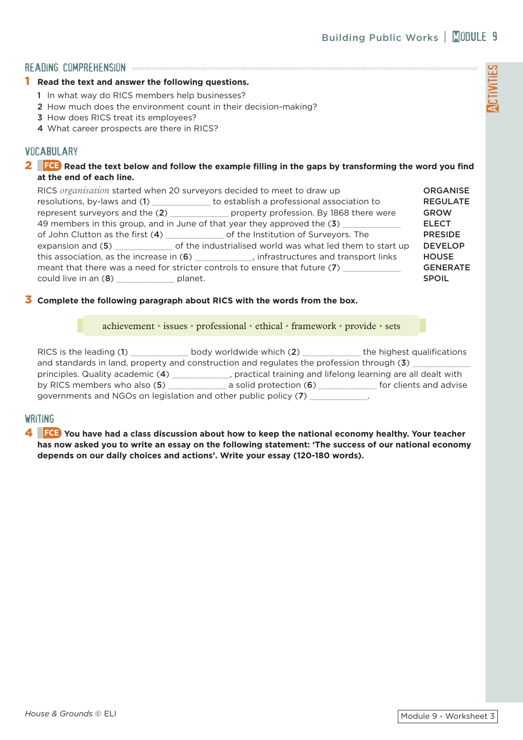## READING COMPREHENSION

**1 Read the text and answer the following questions.**

1 In what way do RICS members help businesses?
2 How much does the environment count in their decision-making?
3 How does RICS treat its employees?
4 What career prospects are there in RICS?

## VOCABULARY

**2 FCE Read the text below and follow the example filling in the gaps by transforming the word you find at the end of each line.**

| | |
|---|---|
| RICS *organisation* started when 20 surveyors decided to meet to draw up | ORGANISE |
| resolutions, by-laws and (1) ____________ to establish a professional association to | REGULATE |
| represent surveyors and the (2) ____________ property profession. By 1868 there were | GROW |
| 49 members in this group, and in June of that year they approved the (3) ____________ | ELECT |
| of John Clutton as the first (4) ____________ of the Institution of Surveyors. The | PRESIDE |
| expansion and (5) ____________ of the industrialised world was what led them to start up | DEVELOP |
| this association, as the increase in (6) ____________, infrastructures and transport links | HOUSE |
| meant that there was a need for stricter controls to ensure that future (7) ____________ | GENERATE |
| could live in an (8) ____________ planet. | SPOIL |

**3 Complete the following paragraph about RICS with the words from the box.**

achievement • issues • professional • ethical • framework • provide • sets

RICS is the leading (1) ____________ body worldwide which (2) ____________ the highest qualifications and standards in land, property and construction and regulates the profession through (3) ____________ principles. Quality academic (4) ____________, practical training and lifelong learning are all dealt with by RICS members who also (5) ____________ a solid protection (6) ____________ for clients and advise governments and NGOs on legislation and other public policy (7) ____________.

## WRITING

**4 FCE You have had a class discussion about how to keep the national economy healthy. Your teacher has now asked you to write an essay on the following statement: 'The success of our national economy depends on our daily choices and actions'. Write your essay (120-180 words).**